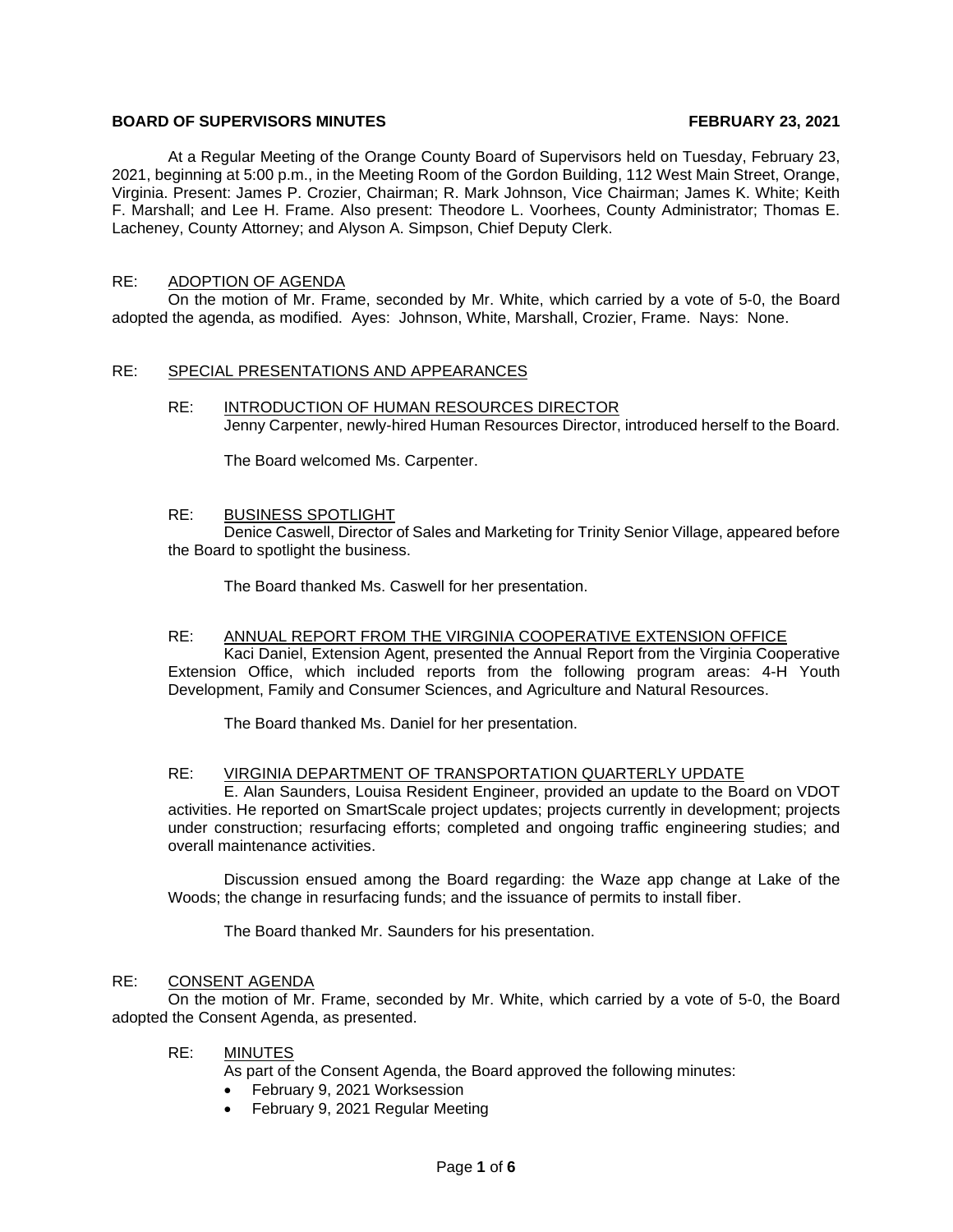**BOARD OF SUPERVISORS MINUTES FEBRUARY 23, 2021**

At a Regular Meeting of the Orange County Board of Supervisors held on Tuesday, February 23, 2021, beginning at 5:00 p.m., in the Meeting Room of the Gordon Building, 112 West Main Street, Orange, Virginia. Present: James P. Crozier, Chairman; R. Mark Johnson, Vice Chairman; James K. White; Keith F. Marshall; and Lee H. Frame. Also present: Theodore L. Voorhees, County Administrator; Thomas E. Lacheney, County Attorney; and Alyson A. Simpson, Chief Deputy Clerk.

RE: ADOPTION OF AGENDA

On the motion of Mr. Frame, seconded by Mr. White, which carried by a vote of 5-0, the Board adopted the agenda, as modified. Ayes: Johnson, White, Marshall, Crozier, Frame. Nays: None.

RE: SPECIAL PRESENTATIONS AND APPEARANCES

RE: INTRODUCTION OF HUMAN RESOURCES DIRECTOR

Jenny Carpenter, newly-hired Human Resources Director, introduced herself to the Board.

The Board welcomed Ms. Carpenter.

RE: BUSINESS SPOTLIGHT

Denice Caswell, Director of Sales and Marketing for Trinity Senior Village, appeared before the Board to spotlight the business.

The Board thanked Ms. Caswell for her presentation.

RE: ANNUAL REPORT FROM THE VIRGINIA COOPERATIVE EXTENSION OFFICE

Kaci Daniel, Extension Agent, presented the Annual Report from the Virginia Cooperative Extension Office, which included reports from the following program areas: 4-H Youth Development, Family and Consumer Sciences, and Agriculture and Natural Resources.

The Board thanked Ms. Daniel for her presentation.

RE: VIRGINIA DEPARTMENT OF TRANSPORTATION QUARTERLY UPDATE

E. Alan Saunders, Louisa Resident Engineer, provided an update to the Board on VDOT activities. He reported on SmartScale project updates; projects currently in development; projects under construction; resurfacing efforts; completed and ongoing traffic engineering studies; and overall maintenance activities.

Discussion ensued among the Board regarding: the Waze app change at Lake of the Woods; the change in resurfacing funds; and the issuance of permits to install fiber.

The Board thanked Mr. Saunders for his presentation.

RE: CONSENT AGENDA

On the motion of Mr. Frame, seconded by Mr. White, which carried by a vote of 5-0, the Board adopted the Consent Agenda, as presented.

RE: MINUTES

As part of the Consent Agenda, the Board approved the following minutes:

- February 9, 2021 Worksession
- February 9, 2021 Regular Meeting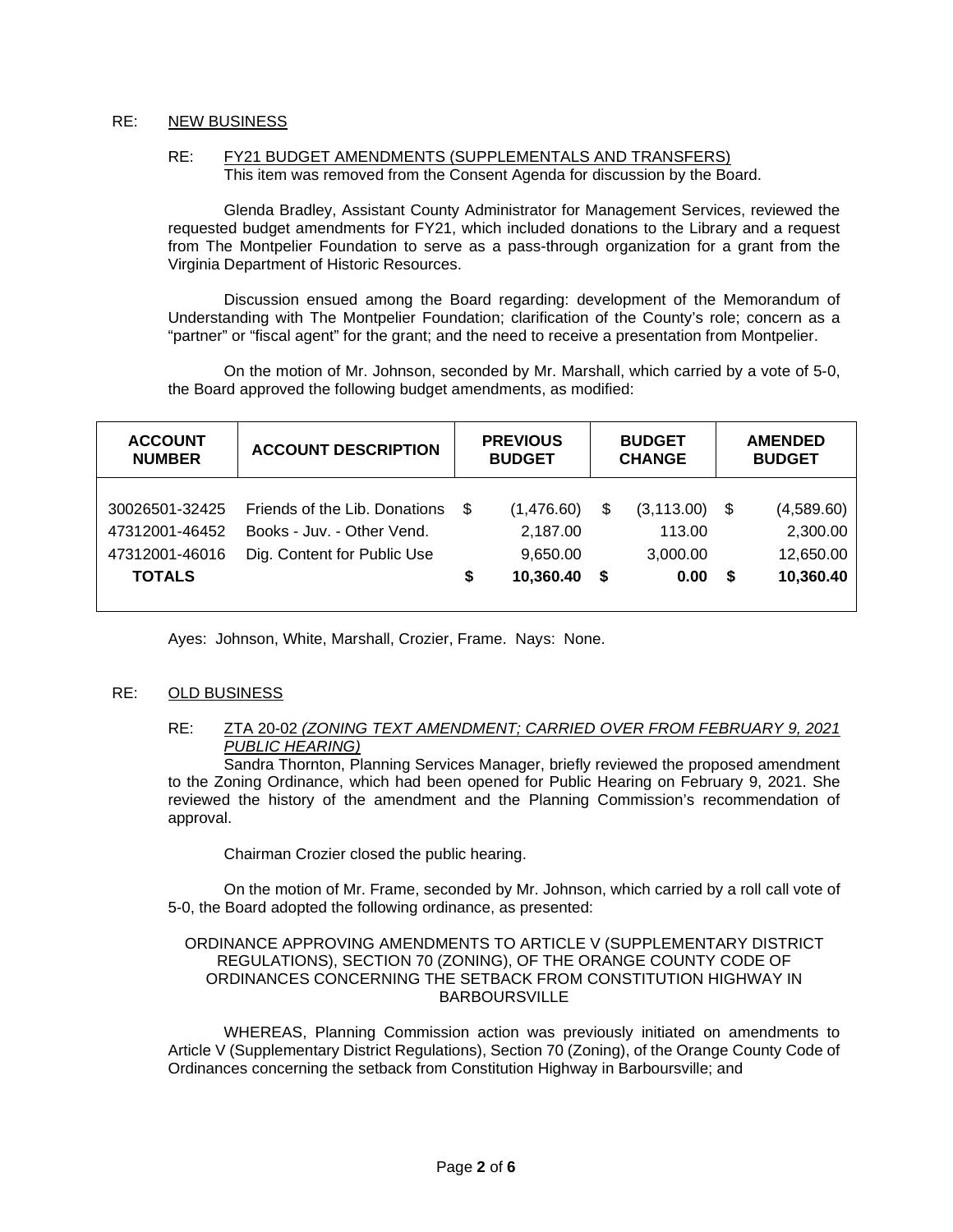RE: <u>NEW BUSINESS</u>

RE: <u>FY21 BUDGET AMENDMENTS (SUPPLEMENTALS AND TRANSFERS)</u>
This item was removed from the Consent Agenda for discussion by the Board.

Glenda Bradley, Assistant County Administrator for Management Services, reviewed the requested budget amendments for FY21, which included donations to the Library and a request from The Montpelier Foundation to serve as a pass-through organization for a grant from the Virginia Department of Historic Resources.

Discussion ensued among the Board regarding: development of the Memorandum of Understanding with The Montpelier Foundation; clarification of the County's role; concern as a "partner" or "fiscal agent" for the grant; and the need to receive a presentation from Montpelier.

On the motion of Mr. Johnson, seconded by Mr. Marshall, which carried by a vote of 5-0, the Board approved the following budget amendments, as modified:

| ACCOUNT NUMBER | ACCOUNT DESCRIPTION | PREVIOUS BUDGET | BUDGET CHANGE | AMENDED BUDGET |
|---|---|---|---|---|
| 30026501-32425 | Friends of the Lib. Donations | $ (1,476.60) | $ (3,113.00) | $ (4,589.60) |
| 47312001-46452 | Books - Juv. - Other Vend. | 2,187.00 | 113.00 | 2,300.00 |
| 47312001-46016 | Dig. Content for Public Use | 9,650.00 | 3,000.00 | 12,650.00 |
| **TOTALS** | | **$ 10,360.40** | **$ 0.00** | **$ 10,360.40** |

Ayes: Johnson, White, Marshall, Crozier, Frame. Nays: None.

RE: <u>OLD BUSINESS</u>

RE: <u>ZTA 20-02 *(ZONING TEXT AMENDMENT; CARRIED OVER FROM FEBRUARY 9, 2021 PUBLIC HEARING)*</u>
Sandra Thornton, Planning Services Manager, briefly reviewed the proposed amendment to the Zoning Ordinance, which had been opened for Public Hearing on February 9, 2021. She reviewed the history of the amendment and the Planning Commission's recommendation of approval.

Chairman Crozier closed the public hearing.

On the motion of Mr. Frame, seconded by Mr. Johnson, which carried by a roll call vote of 5-0, the Board adopted the following ordinance, as presented:

ORDINANCE APPROVING AMENDMENTS TO ARTICLE V (SUPPLEMENTARY DISTRICT REGULATIONS), SECTION 70 (ZONING), OF THE ORANGE COUNTY CODE OF ORDINANCES CONCERNING THE SETBACK FROM CONSTITUTION HIGHWAY IN BARBOURSVILLE

WHEREAS, Planning Commission action was previously initiated on amendments to Article V (Supplementary District Regulations), Section 70 (Zoning), of the Orange County Code of Ordinances concerning the setback from Constitution Highway in Barboursville; and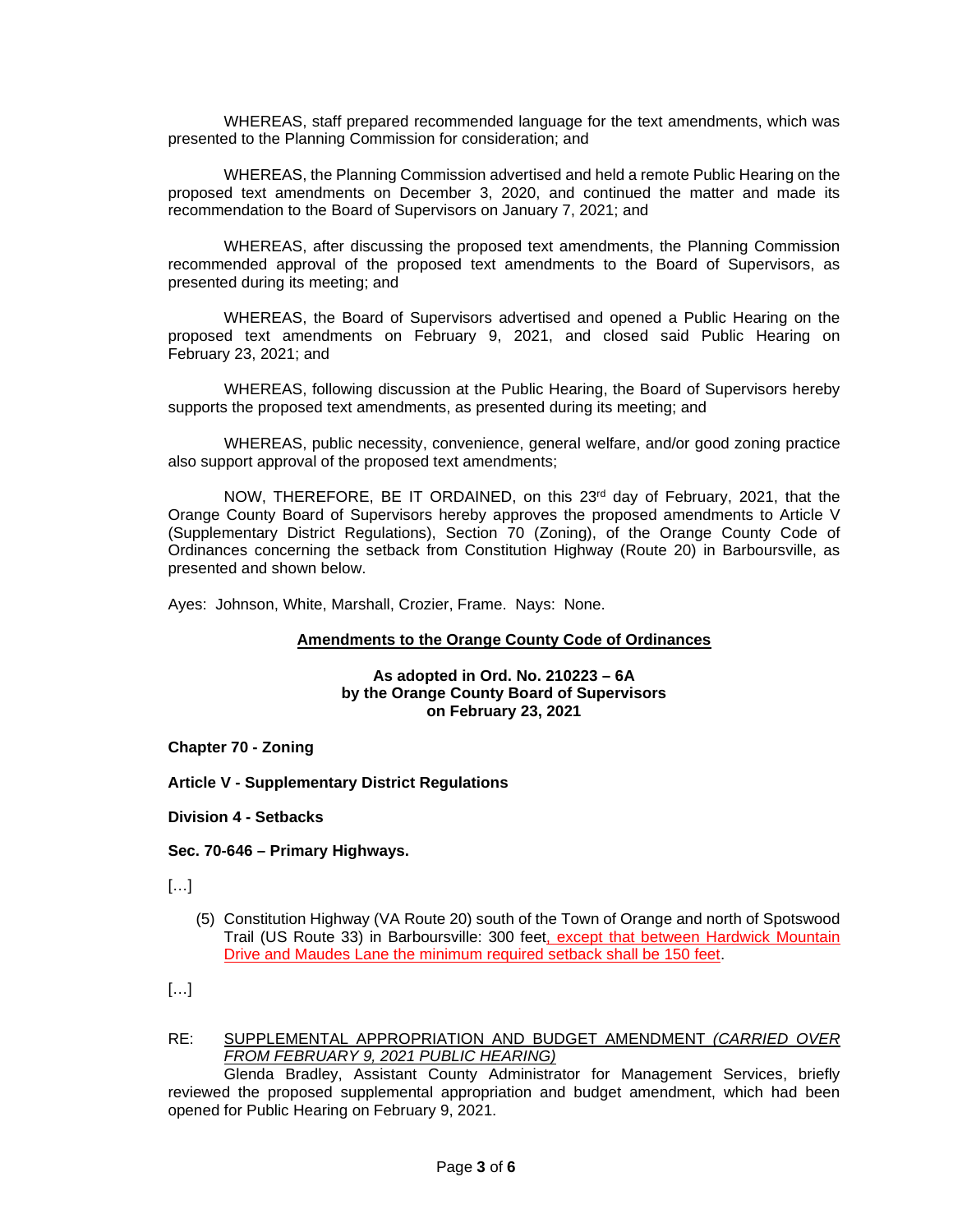WHEREAS, staff prepared recommended language for the text amendments, which was presented to the Planning Commission for consideration; and

WHEREAS, the Planning Commission advertised and held a remote Public Hearing on the proposed text amendments on December 3, 2020, and continued the matter and made its recommendation to the Board of Supervisors on January 7, 2021; and

WHEREAS, after discussing the proposed text amendments, the Planning Commission recommended approval of the proposed text amendments to the Board of Supervisors, as presented during its meeting; and

WHEREAS, the Board of Supervisors advertised and opened a Public Hearing on the proposed text amendments on February 9, 2021, and closed said Public Hearing on February 23, 2021; and

WHEREAS, following discussion at the Public Hearing, the Board of Supervisors hereby supports the proposed text amendments, as presented during its meeting; and

WHEREAS, public necessity, convenience, general welfare, and/or good zoning practice also support approval of the proposed text amendments;

NOW, THEREFORE, BE IT ORDAINED, on this 23rd day of February, 2021, that the Orange County Board of Supervisors hereby approves the proposed amendments to Article V (Supplementary District Regulations), Section 70 (Zoning), of the Orange County Code of Ordinances concerning the setback from Constitution Highway (Route 20) in Barboursville, as presented and shown below.

Ayes: Johnson, White, Marshall, Crozier, Frame. Nays: None.

**Amendments to the Orange County Code of Ordinances**

**As adopted in Ord. No. 210223 – 6A**
**by the Orange County Board of Supervisors**
**on February 23, 2021**

**Chapter 70 - Zoning**

**Article V - Supplementary District Regulations**

**Division 4 - Setbacks**

**Sec. 70-646 – Primary Highways.**

[…]

(5) Constitution Highway (VA Route 20) south of the Town of Orange and north of Spotswood Trail (US Route 33) in Barboursville: 300 feet, except that between Hardwick Mountain Drive and Maudes Lane the minimum required setback shall be 150 feet.

[…]

RE: SUPPLEMENTAL APPROPRIATION AND BUDGET AMENDMENT *(CARRIED OVER FROM FEBRUARY 9, 2021 PUBLIC HEARING)*

Glenda Bradley, Assistant County Administrator for Management Services, briefly reviewed the proposed supplemental appropriation and budget amendment, which had been opened for Public Hearing on February 9, 2021.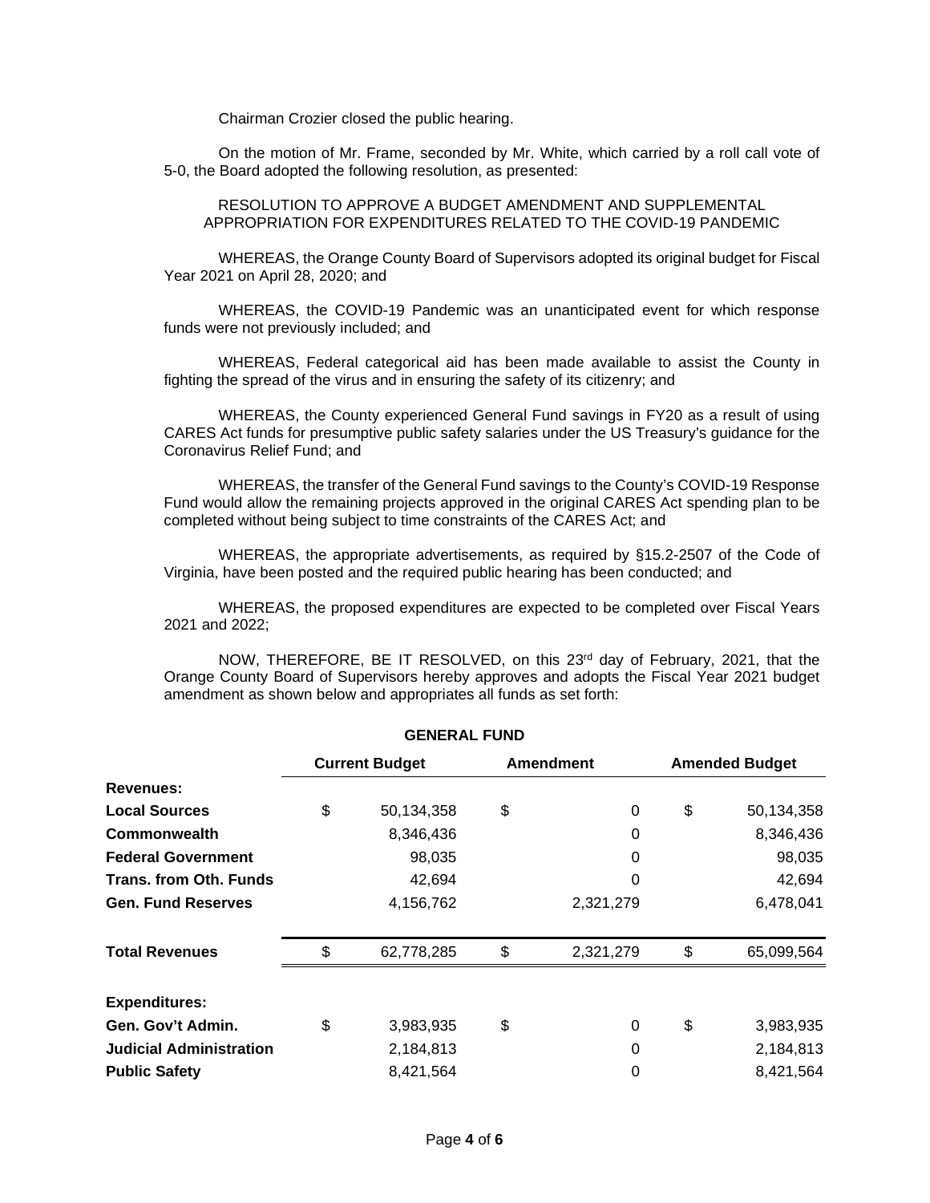Chairman Crozier closed the public hearing.

On the motion of Mr. Frame, seconded by Mr. White, which carried by a roll call vote of 5-0, the Board adopted the following resolution, as presented:

RESOLUTION TO APPROVE A BUDGET AMENDMENT AND SUPPLEMENTAL APPROPRIATION FOR EXPENDITURES RELATED TO THE COVID-19 PANDEMIC

WHEREAS, the Orange County Board of Supervisors adopted its original budget for Fiscal Year 2021 on April 28, 2020; and

WHEREAS, the COVID-19 Pandemic was an unanticipated event for which response funds were not previously included; and

WHEREAS, Federal categorical aid has been made available to assist the County in fighting the spread of the virus and in ensuring the safety of its citizenry; and

WHEREAS, the County experienced General Fund savings in FY20 as a result of using CARES Act funds for presumptive public safety salaries under the US Treasury's guidance for the Coronavirus Relief Fund; and

WHEREAS, the transfer of the General Fund savings to the County's COVID-19 Response Fund would allow the remaining projects approved in the original CARES Act spending plan to be completed without being subject to time constraints of the CARES Act; and

WHEREAS, the appropriate advertisements, as required by §15.2-2507 of the Code of Virginia, have been posted and the required public hearing has been conducted; and

WHEREAS, the proposed expenditures are expected to be completed over Fiscal Years 2021 and 2022;

NOW, THEREFORE, BE IT RESOLVED, on this 23rd day of February, 2021, that the Orange County Board of Supervisors hereby approves and adopts the Fiscal Year 2021 budget amendment as shown below and appropriates all funds as set forth:

**GENERAL FUND**

| | Current Budget | Amendment | Amended Budget |
|---|---|---|---|
| **Revenues:** | | | |
| **Local Sources** | $ 50,134,358 | $ 0 | $ 50,134,358 |
| **Commonwealth** | 8,346,436 | 0 | 8,346,436 |
| **Federal Government** | 98,035 | 0 | 98,035 |
| **Trans. from Oth. Funds** | 42,694 | 0 | 42,694 |
| **Gen. Fund Reserves** | 4,156,762 | 2,321,279 | 6,478,041 |
| **Total Revenues** | $ 62,778,285 | $ 2,321,279 | $ 65,099,564 |
| **Expenditures:** | | | |
| **Gen. Gov't Admin.** | $ 3,983,935 | $ 0 | $ 3,983,935 |
| **Judicial Administration** | 2,184,813 | 0 | 2,184,813 |
| **Public Safety** | 8,421,564 | 0 | 8,421,564 |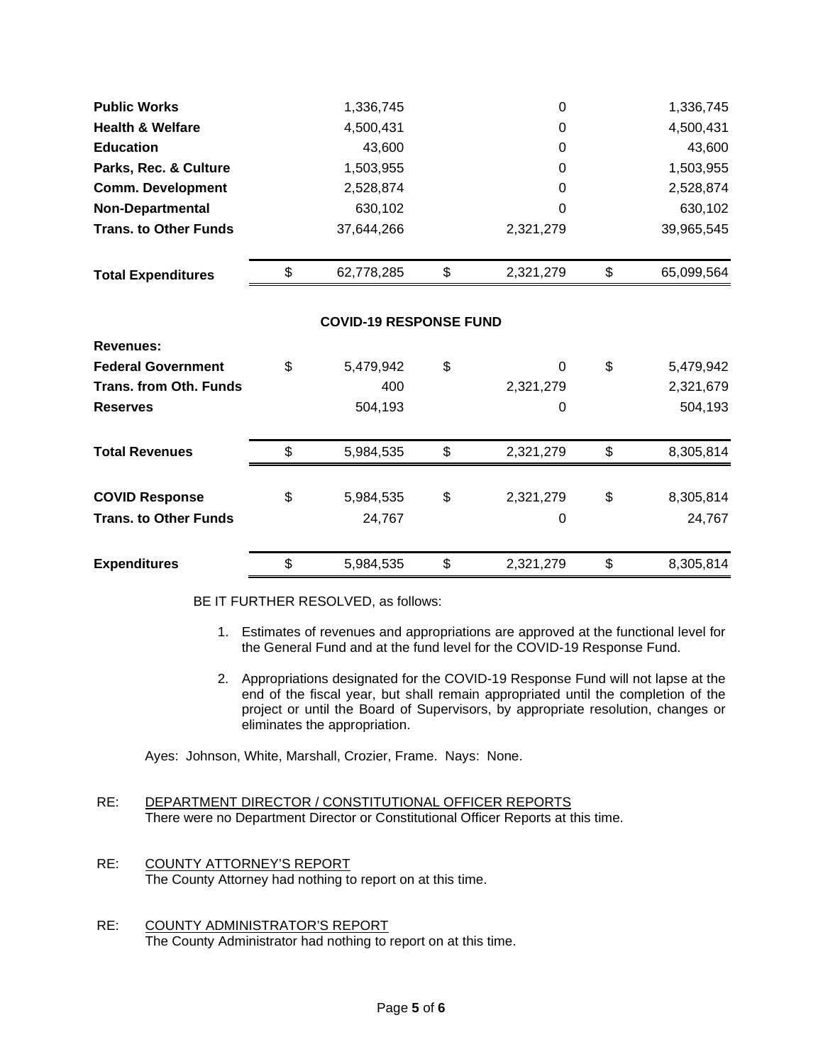| | | | |
|---|---|---|---|
| **Public Works** | 1,336,745 | 0 | 1,336,745 |
| **Health & Welfare** | 4,500,431 | 0 | 4,500,431 |
| **Education** | 43,600 | 0 | 43,600 |
| **Parks, Rec. & Culture** | 1,503,955 | 0 | 1,503,955 |
| **Comm. Development** | 2,528,874 | 0 | 2,528,874 |
| **Non-Departmental** | 630,102 | 0 | 630,102 |
| **Trans. to Other Funds** | 37,644,266 | 2,321,279 | 39,965,545 |
| **Total Expenditures** | $ 62,778,285 | $ 2,321,279 | $ 65,099,564 |

**COVID-19 RESPONSE FUND**

| | | | |
|---|---|---|---|
| **Revenues:** | | | |
| **Federal Government** | $ 5,479,942 | $ 0 | $ 5,479,942 |
| **Trans. from Oth. Funds** | 400 | 2,321,279 | 2,321,679 |
| **Reserves** | 504,193 | 0 | 504,193 |
| **Total Revenues** | $ 5,984,535 | $ 2,321,279 | $ 8,305,814 |
| **COVID Response** | $ 5,984,535 | $ 2,321,279 | $ 8,305,814 |
| **Trans. to Other Funds** | 24,767 | 0 | 24,767 |
| **Expenditures** | $ 5,984,535 | $ 2,321,279 | $ 8,305,814 |

BE IT FURTHER RESOLVED, as follows:

1. Estimates of revenues and appropriations are approved at the functional level for the General Fund and at the fund level for the COVID-19 Response Fund.
2. Appropriations designated for the COVID-19 Response Fund will not lapse at the end of the fiscal year, but shall remain appropriated until the completion of the project or until the Board of Supervisors, by appropriate resolution, changes or eliminates the appropriation.

Ayes: Johnson, White, Marshall, Crozier, Frame. Nays: None.

RE: DEPARTMENT DIRECTOR / CONSTITUTIONAL OFFICER REPORTS
There were no Department Director or Constitutional Officer Reports at this time.

RE: COUNTY ATTORNEY'S REPORT
The County Attorney had nothing to report on at this time.

RE: COUNTY ADMINISTRATOR'S REPORT
The County Administrator had nothing to report on at this time.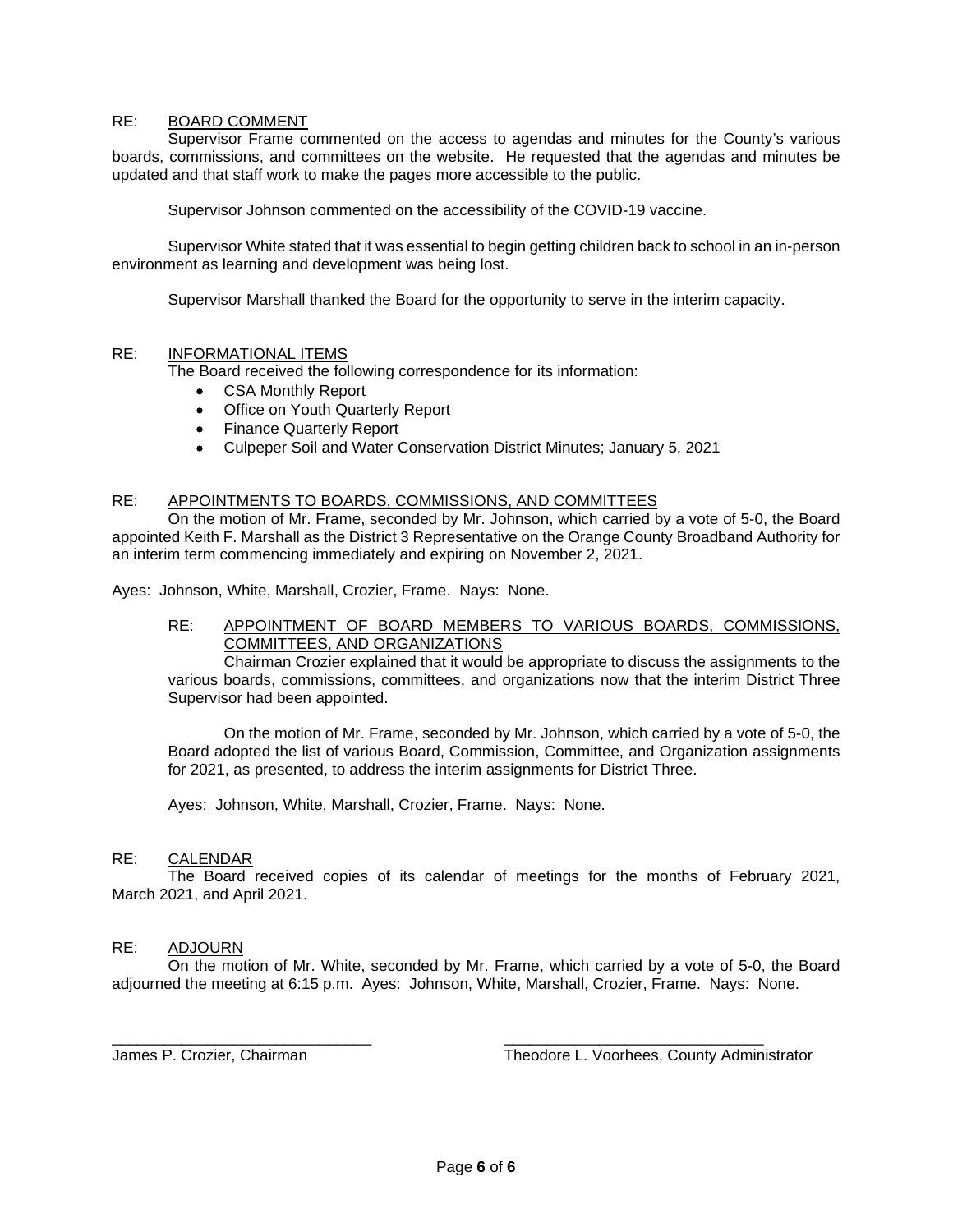RE: BOARD COMMENT

Supervisor Frame commented on the access to agendas and minutes for the County's various boards, commissions, and committees on the website. He requested that the agendas and minutes be updated and that staff work to make the pages more accessible to the public.

Supervisor Johnson commented on the accessibility of the COVID-19 vaccine.

Supervisor White stated that it was essential to begin getting children back to school in an in-person environment as learning and development was being lost.

Supervisor Marshall thanked the Board for the opportunity to serve in the interim capacity.

RE: INFORMATIONAL ITEMS

The Board received the following correspondence for its information:

- CSA Monthly Report
- Office on Youth Quarterly Report
- Finance Quarterly Report
- Culpeper Soil and Water Conservation District Minutes; January 5, 2021

RE: APPOINTMENTS TO BOARDS, COMMISSIONS, AND COMMITTEES

On the motion of Mr. Frame, seconded by Mr. Johnson, which carried by a vote of 5-0, the Board appointed Keith F. Marshall as the District 3 Representative on the Orange County Broadband Authority for an interim term commencing immediately and expiring on November 2, 2021.

Ayes: Johnson, White, Marshall, Crozier, Frame. Nays: None.

RE: APPOINTMENT OF BOARD MEMBERS TO VARIOUS BOARDS, COMMISSIONS, COMMITTEES, AND ORGANIZATIONS

Chairman Crozier explained that it would be appropriate to discuss the assignments to the various boards, commissions, committees, and organizations now that the interim District Three Supervisor had been appointed.

On the motion of Mr. Frame, seconded by Mr. Johnson, which carried by a vote of 5-0, the Board adopted the list of various Board, Commission, Committee, and Organization assignments for 2021, as presented, to address the interim assignments for District Three.

Ayes: Johnson, White, Marshall, Crozier, Frame. Nays: None.

RE: CALENDAR

The Board received copies of its calendar of meetings for the months of February 2021, March 2021, and April 2021.

RE: ADJOURN

On the motion of Mr. White, seconded by Mr. Frame, which carried by a vote of 5-0, the Board adjourned the meeting at 6:15 p.m. Ayes: Johnson, White, Marshall, Crozier, Frame. Nays: None.

______________________________
James P. Crozier, Chairman

______________________________
Theodore L. Voorhees, County Administrator